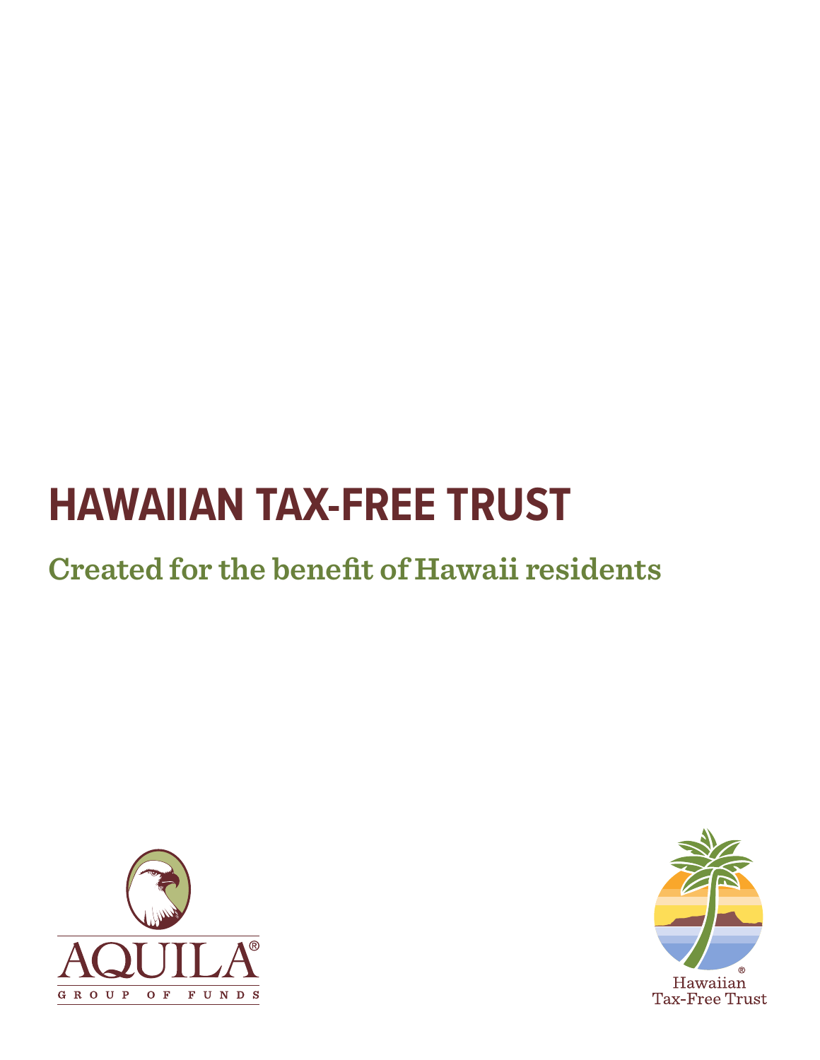# HAWAIIAN TAX-FREE TRUST

## Created for the benefit of Hawaii residents

AQUILA®
GROUP OF FUNDS

Hawaiian®
Tax-Free Trust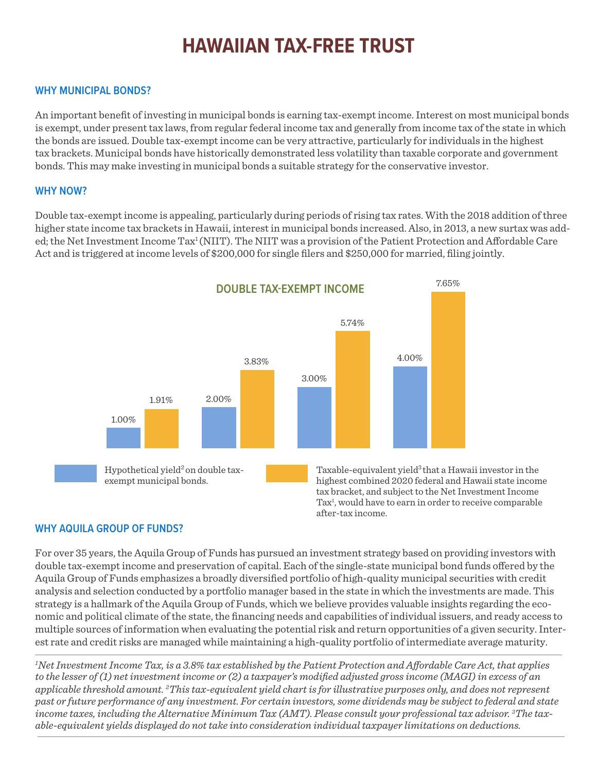# HAWAIIAN TAX-FREE TRUST

## WHY MUNICIPAL BONDS?

An important benefit of investing in municipal bonds is earning tax-exempt income. Interest on most municipal bonds is exempt, under present tax laws, from regular federal income tax and generally from income tax of the state in which the bonds are issued. Double tax-exempt income can be very attractive, particularly for individuals in the highest tax brackets. Municipal bonds have historically demonstrated less volatility than taxable corporate and government bonds. This may make investing in municipal bonds a suitable strategy for the conservative investor.

## WHY NOW?

Double tax-exempt income is appealing, particularly during periods of rising tax rates. With the 2018 addition of three higher state income tax brackets in Hawaii, interest in municipal bonds increased. Also, in 2013, a new surtax was added; the Net Investment Income Tax[1] (NIIT). The NIIT was a provision of the Patient Protection and Affordable Care Act and is triggered at income levels of $200,000 for single filers and $250,000 for married, filing jointly.

### DOUBLE TAX-EXEMPT INCOME

| Hypothetical yield[2] on double tax-exempt municipal bonds. | Taxable-equivalent yield[3] that a Hawaii investor in the highest combined 2020 federal and Hawaii state income tax bracket, and subject to the Net Investment Income Tax[1], would have to earn in order to receive comparable after-tax income. |
|---|---|
| 1.00% | 1.91% |
| 2.00% | 3.83% |
| 3.00% | 5.74% |
| 4.00% | 7.65% |

## WHY AQUILA GROUP OF FUNDS?

For over 35 years, the Aquila Group of Funds has pursued an investment strategy based on providing investors with double tax-exempt income and preservation of capital. Each of the single-state municipal bond funds offered by the Aquila Group of Funds emphasizes a broadly diversified portfolio of high-quality municipal securities with credit analysis and selection conducted by a portfolio manager based in the state in which the investments are made. This strategy is a hallmark of the Aquila Group of Funds, which we believe provides valuable insights regarding the economic and political climate of the state, the financing needs and capabilities of individual issuers, and ready access to multiple sources of information when evaluating the potential risk and return opportunities of a given security. Interest rate and credit risks are managed while maintaining a high-quality portfolio of intermediate average maturity.

---

*[1]Net Investment Income Tax, is a 3.8% tax established by the Patient Protection and Affordable Care Act, that applies to the lesser of (1) net investment income or (2) a taxpayer's modified adjusted gross income (MAGI) in excess of an applicable threshold amount. [2]This tax-equivalent yield chart is for illustrative purposes only, and does not represent past or future performance of any investment. For certain investors, some dividends may be subject to federal and state income taxes, including the Alternative Minimum Tax (AMT). Please consult your professional tax advisor. [3]The taxable-equivalent yields displayed do not take into consideration individual taxpayer limitations on deductions.*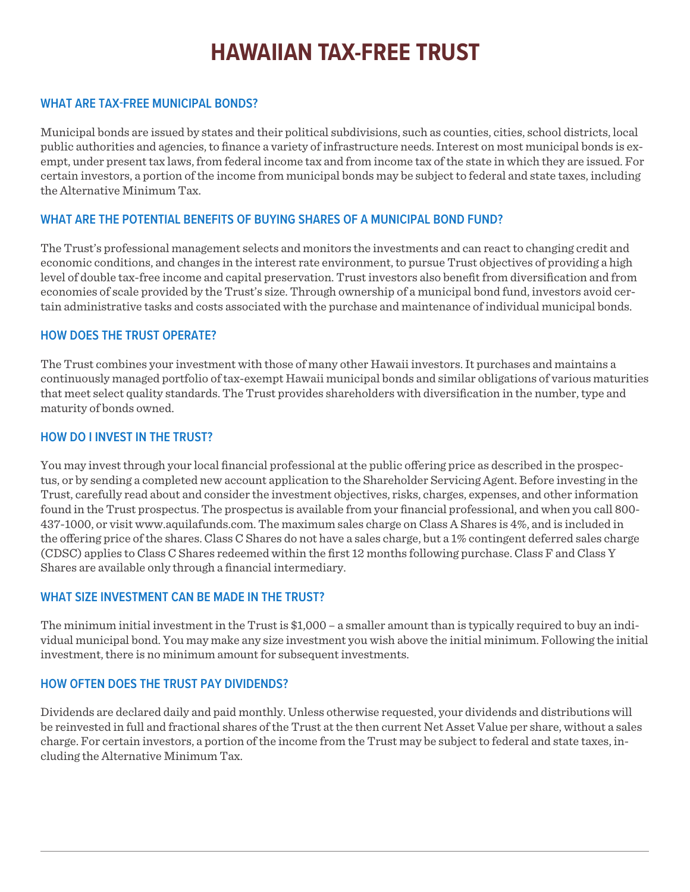# HAWAIIAN TAX-FREE TRUST

## WHAT ARE TAX-FREE MUNICIPAL BONDS?

Municipal bonds are issued by states and their political subdivisions, such as counties, cities, school districts, local public authorities and agencies, to finance a variety of infrastructure needs. Interest on most municipal bonds is exempt, under present tax laws, from federal income tax and from income tax of the state in which they are issued. For certain investors, a portion of the income from municipal bonds may be subject to federal and state taxes, including the Alternative Minimum Tax.

## WHAT ARE THE POTENTIAL BENEFITS OF BUYING SHARES OF A MUNICIPAL BOND FUND?

The Trust's professional management selects and monitors the investments and can react to changing credit and economic conditions, and changes in the interest rate environment, to pursue Trust objectives of providing a high level of double tax-free income and capital preservation. Trust investors also benefit from diversification and from economies of scale provided by the Trust's size. Through ownership of a municipal bond fund, investors avoid certain administrative tasks and costs associated with the purchase and maintenance of individual municipal bonds.

## HOW DOES THE TRUST OPERATE?

The Trust combines your investment with those of many other Hawaii investors. It purchases and maintains a continuously managed portfolio of tax-exempt Hawaii municipal bonds and similar obligations of various maturities that meet select quality standards. The Trust provides shareholders with diversification in the number, type and maturity of bonds owned.

## HOW DO I INVEST IN THE TRUST?

You may invest through your local financial professional at the public offering price as described in the prospectus, or by sending a completed new account application to the Shareholder Servicing Agent. Before investing in the Trust, carefully read about and consider the investment objectives, risks, charges, expenses, and other information found in the Trust prospectus. The prospectus is available from your financial professional, and when you call 800-437-1000, or visit www.aquilafunds.com. The maximum sales charge on Class A Shares is 4%, and is included in the offering price of the shares. Class C Shares do not have a sales charge, but a 1% contingent deferred sales charge (CDSC) applies to Class C Shares redeemed within the first 12 months following purchase. Class F and Class Y Shares are available only through a financial intermediary.

## WHAT SIZE INVESTMENT CAN BE MADE IN THE TRUST?

The minimum initial investment in the Trust is $1,000 – a smaller amount than is typically required to buy an individual municipal bond. You may make any size investment you wish above the initial minimum. Following the initial investment, there is no minimum amount for subsequent investments.

## HOW OFTEN DOES THE TRUST PAY DIVIDENDS?

Dividends are declared daily and paid monthly. Unless otherwise requested, your dividends and distributions will be reinvested in full and fractional shares of the Trust at the then current Net Asset Value per share, without a sales charge. For certain investors, a portion of the income from the Trust may be subject to federal and state taxes, including the Alternative Minimum Tax.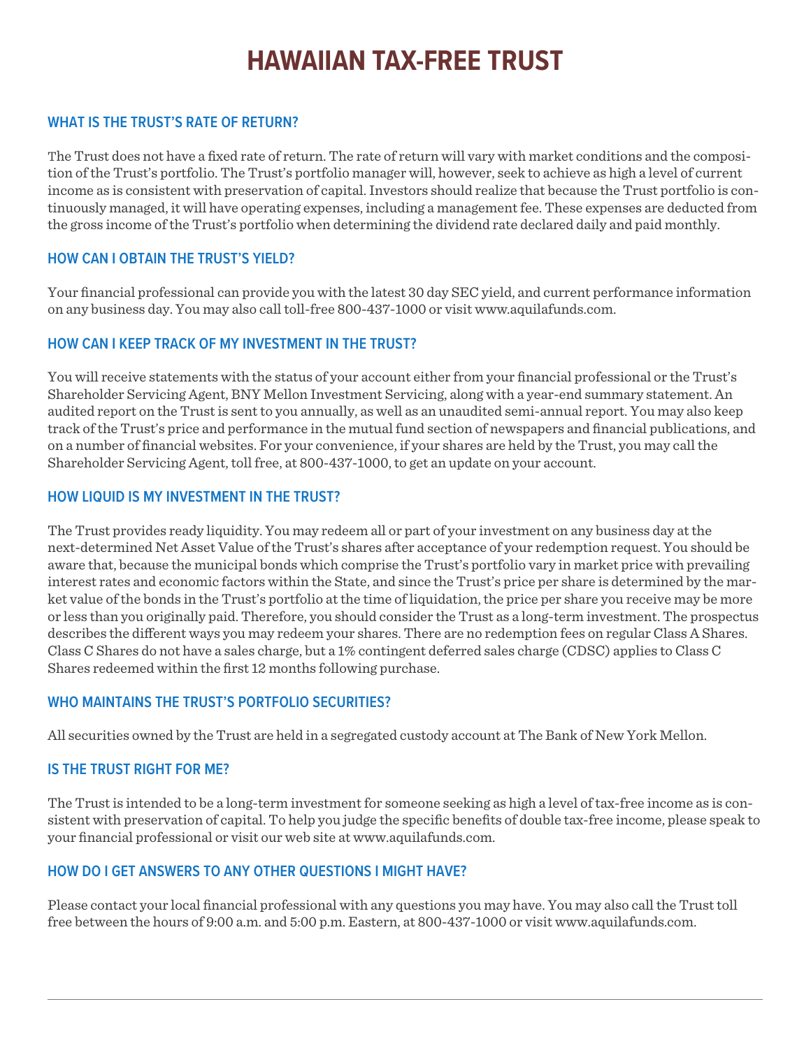# HAWAIIAN TAX-FREE TRUST

## WHAT IS THE TRUST'S RATE OF RETURN?

The Trust does not have a fixed rate of return. The rate of return will vary with market conditions and the composition of the Trust's portfolio. The Trust's portfolio manager will, however, seek to achieve as high a level of current income as is consistent with preservation of capital. Investors should realize that because the Trust portfolio is continuously managed, it will have operating expenses, including a management fee. These expenses are deducted from the gross income of the Trust's portfolio when determining the dividend rate declared daily and paid monthly.

## HOW CAN I OBTAIN THE TRUST'S YIELD?

Your financial professional can provide you with the latest 30 day SEC yield, and current performance information on any business day. You may also call toll-free 800-437-1000 or visit www.aquilafunds.com.

## HOW CAN I KEEP TRACK OF MY INVESTMENT IN THE TRUST?

You will receive statements with the status of your account either from your financial professional or the Trust's Shareholder Servicing Agent, BNY Mellon Investment Servicing, along with a year-end summary statement. An audited report on the Trust is sent to you annually, as well as an unaudited semi-annual report. You may also keep track of the Trust's price and performance in the mutual fund section of newspapers and financial publications, and on a number of financial websites. For your convenience, if your shares are held by the Trust, you may call the Shareholder Servicing Agent, toll free, at 800-437-1000, to get an update on your account.

## HOW LIQUID IS MY INVESTMENT IN THE TRUST?

The Trust provides ready liquidity. You may redeem all or part of your investment on any business day at the next-determined Net Asset Value of the Trust's shares after acceptance of your redemption request. You should be aware that, because the municipal bonds which comprise the Trust's portfolio vary in market price with prevailing interest rates and economic factors within the State, and since the Trust's price per share is determined by the market value of the bonds in the Trust's portfolio at the time of liquidation, the price per share you receive may be more or less than you originally paid. Therefore, you should consider the Trust as a long-term investment. The prospectus describes the different ways you may redeem your shares. There are no redemption fees on regular Class A Shares. Class C Shares do not have a sales charge, but a 1% contingent deferred sales charge (CDSC) applies to Class C Shares redeemed within the first 12 months following purchase.

## WHO MAINTAINS THE TRUST'S PORTFOLIO SECURITIES?

All securities owned by the Trust are held in a segregated custody account at The Bank of New York Mellon.

## IS THE TRUST RIGHT FOR ME?

The Trust is intended to be a long-term investment for someone seeking as high a level of tax-free income as is consistent with preservation of capital. To help you judge the specific benefits of double tax-free income, please speak to your financial professional or visit our web site at www.aquilafunds.com.

## HOW DO I GET ANSWERS TO ANY OTHER QUESTIONS I MIGHT HAVE?

Please contact your local financial professional with any questions you may have. You may also call the Trust toll free between the hours of 9:00 a.m. and 5:00 p.m. Eastern, at 800-437-1000 or visit www.aquilafunds.com.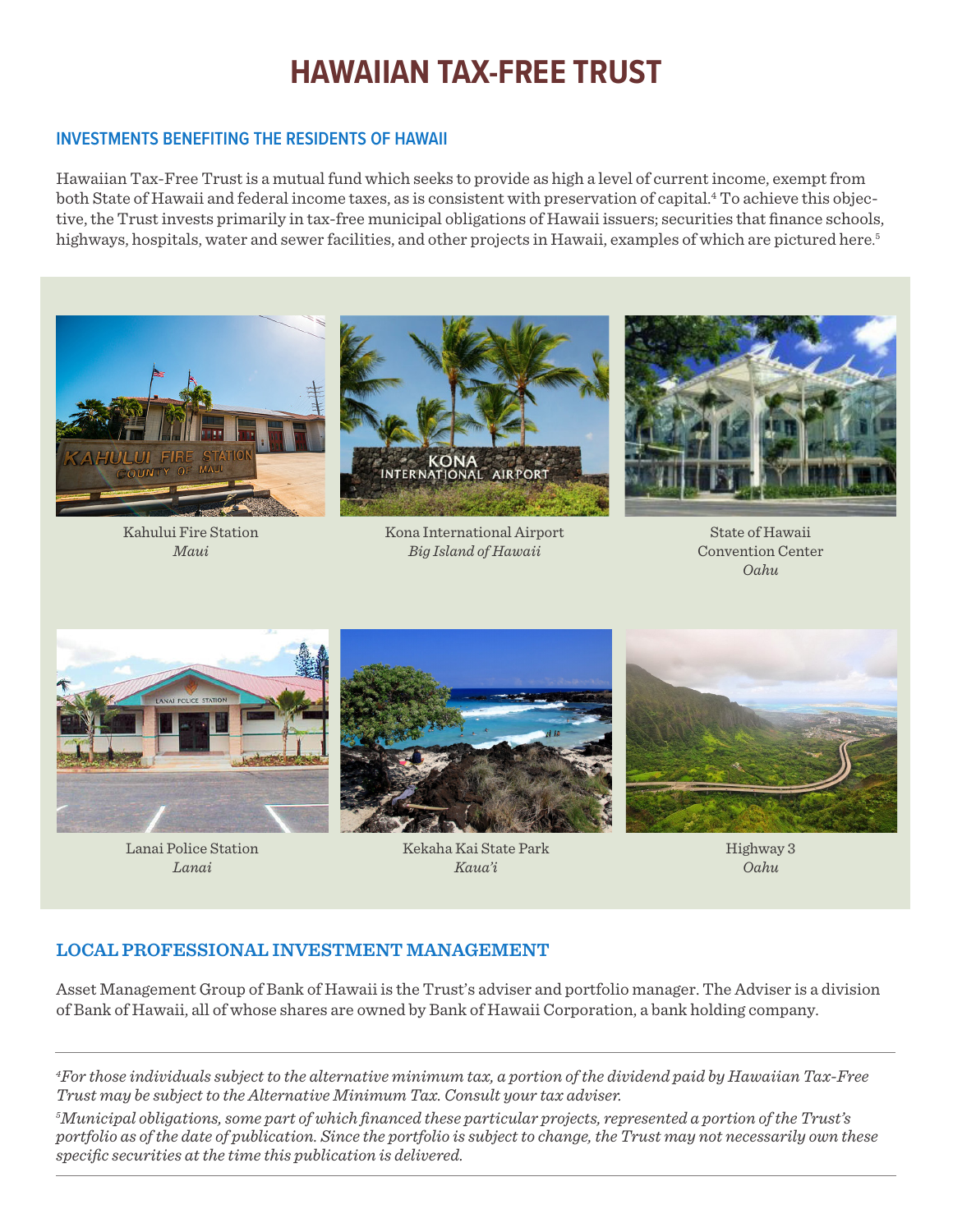# HAWAIIAN TAX-FREE TRUST

## INVESTMENTS BENEFITING THE RESIDENTS OF HAWAII

Hawaiian Tax-Free Trust is a mutual fund which seeks to provide as high a level of current income, exempt from both State of Hawaii and federal income taxes, as is consistent with preservation of capital.[4] To achieve this objective, the Trust invests primarily in tax-free municipal obligations of Hawaii issuers; securities that finance schools, highways, hospitals, water and sewer facilities, and other projects in Hawaii, examples of which are pictured here.[5]

Kahului Fire Station
*Maui*

Kona International Airport
*Big Island of Hawaii*

State of Hawaii Convention Center
*Oahu*

Lanai Police Station
*Lanai*

Kekaha Kai State Park
*Kaua'i*

Highway 3
*Oahu*

## LOCAL PROFESSIONAL INVESTMENT MANAGEMENT

Asset Management Group of Bank of Hawaii is the Trust's adviser and portfolio manager. The Adviser is a division of Bank of Hawaii, all of whose shares are owned by Bank of Hawaii Corporation, a bank holding company.

---

*[4]For those individuals subject to the alternative minimum tax, a portion of the dividend paid by Hawaiian Tax-Free Trust may be subject to the Alternative Minimum Tax. Consult your tax adviser.*

*[5]Municipal obligations, some part of which financed these particular projects, represented a portion of the Trust's portfolio as of the date of publication. Since the portfolio is subject to change, the Trust may not necessarily own these specific securities at the time this publication is delivered.*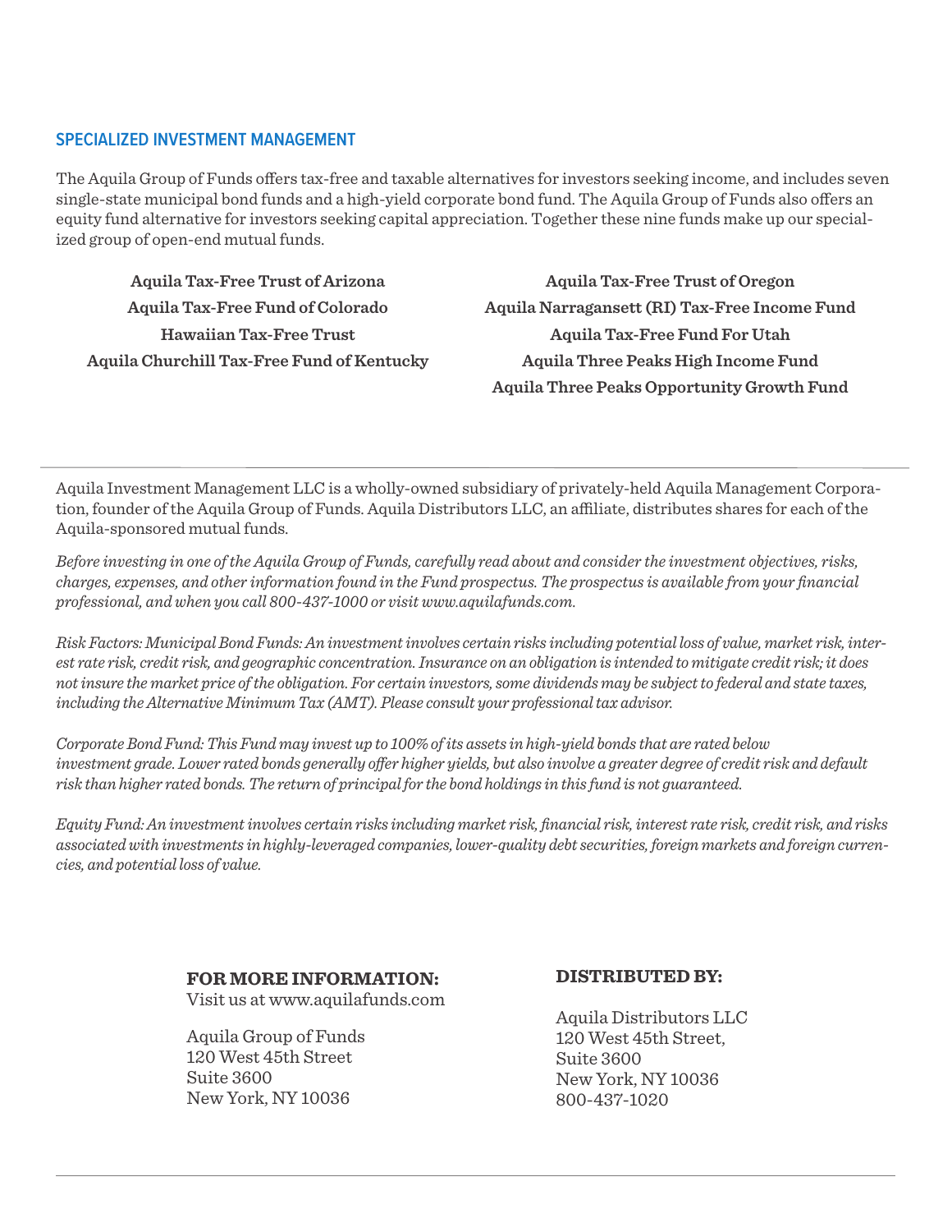## SPECIALIZED INVESTMENT MANAGEMENT

The Aquila Group of Funds offers tax-free and taxable alternatives for investors seeking income, and includes seven single-state municipal bond funds and a high-yield corporate bond fund. The Aquila Group of Funds also offers an equity fund alternative for investors seeking capital appreciation. Together these nine funds make up our specialized group of open-end mutual funds.

**Aquila Tax-Free Trust of Arizona**
**Aquila Tax-Free Fund of Colorado**
**Hawaiian Tax-Free Trust**
**Aquila Churchill Tax-Free Fund of Kentucky**
**Aquila Tax-Free Trust of Oregon**
**Aquila Narragansett (RI) Tax-Free Income Fund**
**Aquila Tax-Free Fund For Utah**
**Aquila Three Peaks High Income Fund**
**Aquila Three Peaks Opportunity Growth Fund**

---

Aquila Investment Management LLC is a wholly-owned subsidiary of privately-held Aquila Management Corporation, founder of the Aquila Group of Funds. Aquila Distributors LLC, an affiliate, distributes shares for each of the Aquila-sponsored mutual funds.

*Before investing in one of the Aquila Group of Funds, carefully read about and consider the investment objectives, risks, charges, expenses, and other information found in the Fund prospectus. The prospectus is available from your financial professional, and when you call 800-437-1000 or visit www.aquilafunds.com.*

*Risk Factors: Municipal Bond Funds: An investment involves certain risks including potential loss of value, market risk, interest rate risk, credit risk, and geographic concentration. Insurance on an obligation is intended to mitigate credit risk; it does not insure the market price of the obligation. For certain investors, some dividends may be subject to federal and state taxes, including the Alternative Minimum Tax (AMT). Please consult your professional tax advisor.*

*Corporate Bond Fund: This Fund may invest up to 100% of its assets in high-yield bonds that are rated below investment grade. Lower rated bonds generally offer higher yields, but also involve a greater degree of credit risk and default risk than higher rated bonds. The return of principal for the bond holdings in this fund is not guaranteed.*

*Equity Fund: An investment involves certain risks including market risk, financial risk, interest rate risk, credit risk, and risks associated with investments in highly-leveraged companies, lower-quality debt securities, foreign markets and foreign currencies, and potential loss of value.*

**FOR MORE INFORMATION:**
Visit us at www.aquilafunds.com

Aquila Group of Funds
120 West 45th Street
Suite 3600
New York, NY 10036

**DISTRIBUTED BY:**

Aquila Distributors LLC
120 West 45th Street,
Suite 3600
New York, NY 10036
800-437-1020